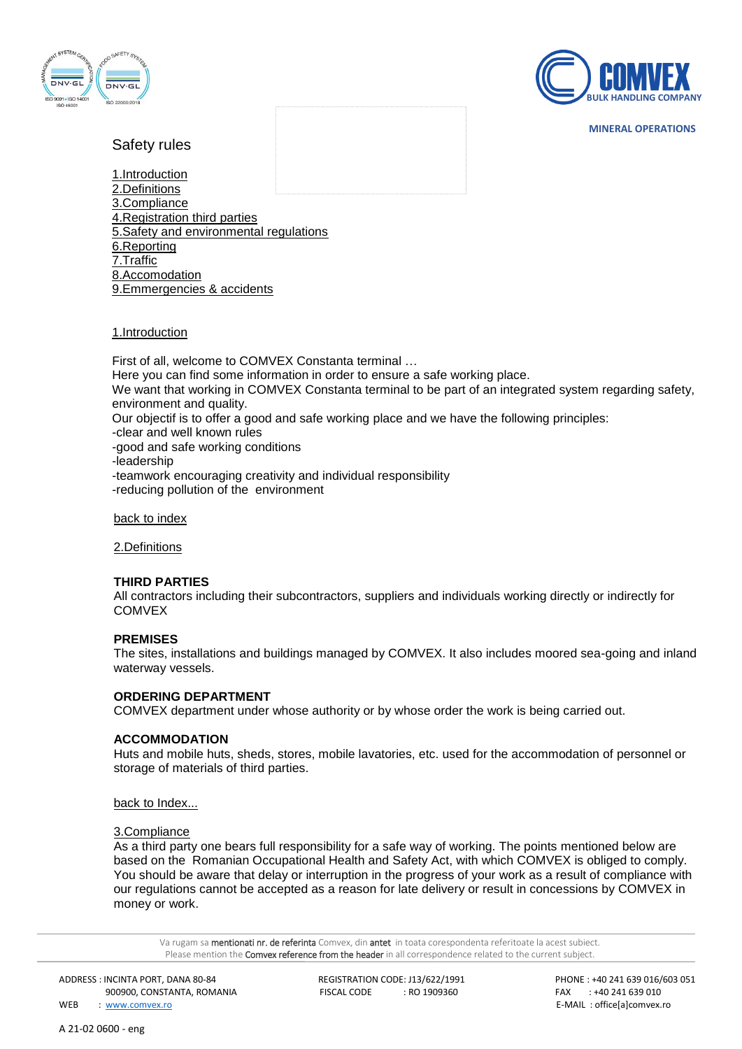MINERAL OPERATIONS

# Safety rules

1.Introduction
2.Definitions
3.Compliance
4.Registration third parties
5.Safety and environmental regulations
6.Reporting
7.Traffic
8.Accomodation
9.Emmergencies & accidents

## 1.Introduction

First of all, welcome to COMVEX Constanta terminal …
Here you can find some information in order to ensure a safe working place.
We want that working in COMVEX Constanta terminal to be part of an integrated system regarding safety, environment and quality.
Our objectif is to offer a good and safe working place and we have the following principles:
-clear and well known rules
-good and safe working conditions
-leadership
-teamwork encouraging creativity and individual responsibility
-reducing pollution of the environment

back to index

## 2.Definitions

**THIRD PARTIES**
All contractors including their subcontractors, suppliers and individuals working directly or indirectly for COMVEX

**PREMISES**
The sites, installations and buildings managed by COMVEX. It also includes moored sea-going and inland waterway vessels.

**ORDERING DEPARTMENT**
COMVEX department under whose authority or by whose order the work is being carried out.

**ACCOMMODATION**
Huts and mobile huts, sheds, stores, mobile lavatories, etc. used for the accommodation of personnel or storage of materials of third parties.

back to Index...

## 3.Compliance

As a third party one bears full responsibility for a safe way of working. The points mentioned below are based on the Romanian Occupational Health and Safety Act, with which COMVEX is obliged to comply. You should be aware that delay or interruption in the progress of your work as a result of compliance with our regulations cannot be accepted as a reason for late delivery or result in concessions by COMVEX in money or work.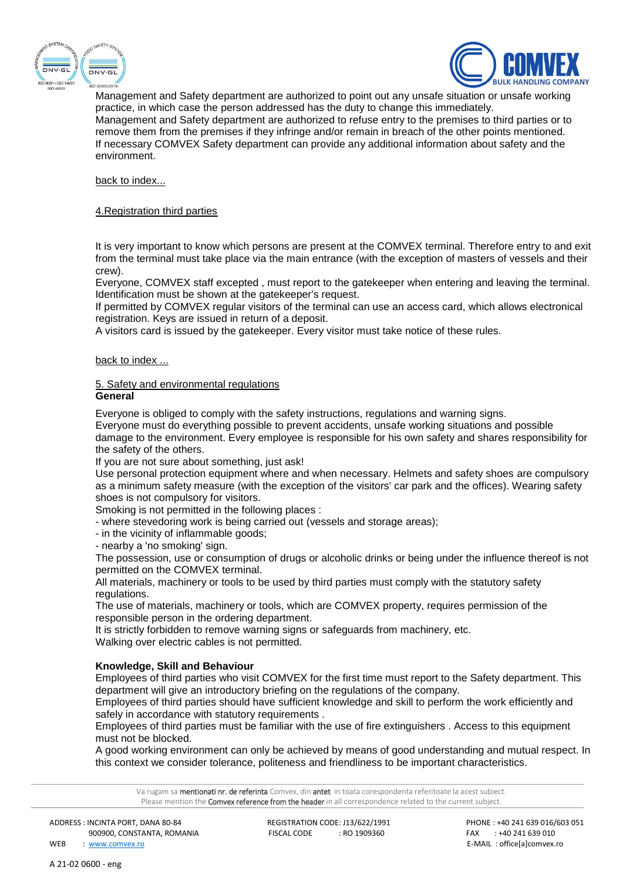Management and Safety department are authorized to point out any unsafe situation or unsafe working practice, in which case the person addressed has the duty to change this immediately.
Management and Safety department are authorized to refuse entry to the premises to third parties or to remove them from the premises if they infringe and/or remain in breach of the other points mentioned.
If necessary COMVEX Safety department can provide any additional information about safety and the environment.

back to index...

## 4.Registration third parties

It is very important to know which persons are present at the COMVEX terminal. Therefore entry to and exit from the terminal must take place via the main entrance (with the exception of masters of vessels and their crew).
Everyone, COMVEX staff excepted , must report to the gatekeeper when entering and leaving the terminal. Identification must be shown at the gatekeeper's request.
If permitted by COMVEX regular visitors of the terminal can use an access card, which allows electronical registration. Keys are issued in return of a deposit.
A visitors card is issued by the gatekeeper. Every visitor must take notice of these rules.

back to index ...

## 5. Safety and environmental regulations

### General

Everyone is obliged to comply with the safety instructions, regulations and warning signs.
Everyone must do everything possible to prevent accidents, unsafe working situations and possible damage to the environment. Every employee is responsible for his own safety and shares responsibility for the safety of the others.
If you are not sure about something, just ask!
Use personal protection equipment where and when necessary. Helmets and safety shoes are compulsory as a minimum safety measure (with the exception of the visitors' car park and the offices). Wearing safety shoes is not compulsory for visitors.
Smoking is not permitted in the following places :

- where stevedoring work is being carried out (vessels and storage areas);
- in the vicinity of inflammable goods;
- nearby a 'no smoking' sign.

The possession, use or consumption of drugs or alcoholic drinks or being under the influence thereof is not permitted on the COMVEX terminal.
All materials, machinery or tools to be used by third parties must comply with the statutory safety regulations.
The use of materials, machinery or tools, which are COMVEX property, requires permission of the responsible person in the ordering department.
It is strictly forbidden to remove warning signs or safeguards from machinery, etc.
Walking over electric cables is not permitted.

### Knowledge, Skill and Behaviour

Employees of third parties who visit COMVEX for the first time must report to the Safety department. This department will give an introductory briefing on the regulations of the company.
Employees of third parties should have sufficient knowledge and skill to perform the work efficiently and safely in accordance with statutory requirements .
Employees of third parties must be familiar with the use of fire extinguishers . Access to this equipment must not be blocked.
A good working environment can only be achieved by means of good understanding and mutual respect. In this context we consider tolerance, politeness and friendliness to be important characteristics.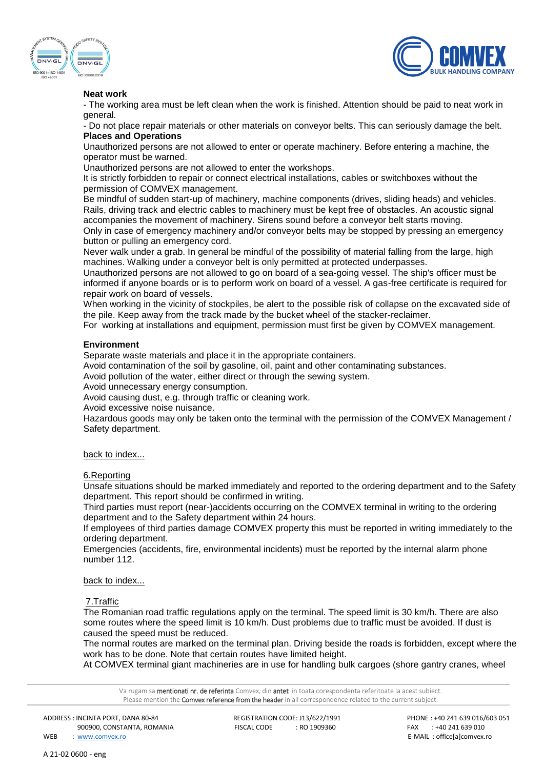**Neat work**

- The working area must be left clean when the work is finished. Attention should be paid to neat work in general.
- Do not place repair materials or other materials on conveyor belts. This can seriously damage the belt.

**Places and Operations**

Unauthorized persons are not allowed to enter or operate machinery. Before entering a machine, the operator must be warned.

Unauthorized persons are not allowed to enter the workshops.

It is strictly forbidden to repair or connect electrical installations, cables or switchboxes without the permission of COMVEX management.

Be mindful of sudden start-up of machinery, machine components (drives, sliding heads) and vehicles. Rails, driving track and electric cables to machinery must be kept free of obstacles. An acoustic signal accompanies the movement of machinery. Sirens sound before a conveyor belt starts moving.

Only in case of emergency machinery and/or conveyor belts may be stopped by pressing an emergency button or pulling an emergency cord.

Never walk under a grab. In general be mindful of the possibility of material falling from the large, high machines. Walking under a conveyor belt is only permitted at protected underpasses.

Unauthorized persons are not allowed to go on board of a sea-going vessel. The ship's officer must be informed if anyone boards or is to perform work on board of a vessel. A gas-free certificate is required for repair work on board of vessels.

When working in the vicinity of stockpiles, be alert to the possible risk of collapse on the excavated side of the pile. Keep away from the track made by the bucket wheel of the stacker-reclaimer.

For working at installations and equipment, permission must first be given by COMVEX management.

**Environment**

Separate waste materials and place it in the appropriate containers.

Avoid contamination of the soil by gasoline, oil, paint and other contaminating substances.

Avoid pollution of the water, either direct or through the sewing system.

Avoid unnecessary energy consumption.

Avoid causing dust, e.g. through traffic or cleaning work.

Avoid excessive noise nuisance.

Hazardous goods may only be taken onto the terminal with the permission of the COMVEX Management / Safety department.

back to index...

## 6.Reporting

Unsafe situations should be marked immediately and reported to the ordering department and to the Safety department. This report should be confirmed in writing.

Third parties must report (near-)accidents occurring on the COMVEX terminal in writing to the ordering department and to the Safety department within 24 hours.

If employees of third parties damage COMVEX property this must be reported in writing immediately to the ordering department.

Emergencies (accidents, fire, environmental incidents) must be reported by the internal alarm phone number 112.

back to index...

## 7.Traffic

The Romanian road traffic regulations apply on the terminal. The speed limit is 30 km/h. There are also some routes where the speed limit is 10 km/h. Dust problems due to traffic must be avoided. If dust is caused the speed must be reduced.

The normal routes are marked on the terminal plan. Driving beside the roads is forbidden, except where the work has to be done. Note that certain routes have limited height.

At COMVEX terminal giant machineries are in use for handling bulk cargoes (shore gantry cranes, wheel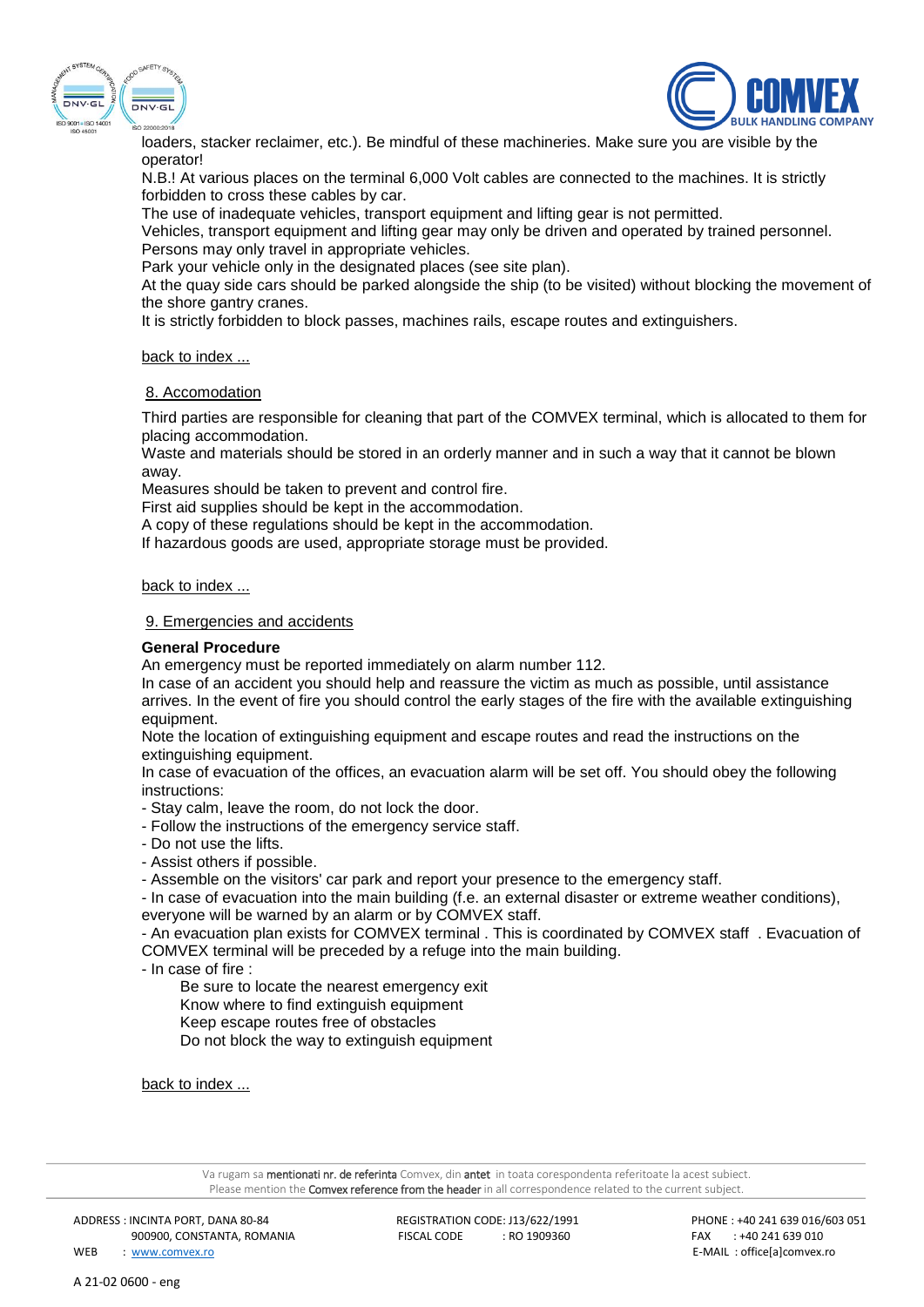loaders, stacker reclaimer, etc.). Be mindful of these machineries. Make sure you are visible by the operator!

N.B.! At various places on the terminal 6,000 Volt cables are connected to the machines. It is strictly forbidden to cross these cables by car.

The use of inadequate vehicles, transport equipment and lifting gear is not permitted.

Vehicles, transport equipment and lifting gear may only be driven and operated by trained personnel.

Persons may only travel in appropriate vehicles.

Park your vehicle only in the designated places (see site plan).

At the quay side cars should be parked alongside the ship (to be visited) without blocking the movement of the shore gantry cranes.

It is strictly forbidden to block passes, machines rails, escape routes and extinguishers.

back to index ...

## 8. Accomodation

Third parties are responsible for cleaning that part of the COMVEX terminal, which is allocated to them for placing accommodation.

Waste and materials should be stored in an orderly manner and in such a way that it cannot be blown away.

Measures should be taken to prevent and control fire.

First aid supplies should be kept in the accommodation.

A copy of these regulations should be kept in the accommodation.

If hazardous goods are used, appropriate storage must be provided.

back to index ...

## 9. Emergencies and accidents

**General Procedure**

An emergency must be reported immediately on alarm number 112.

In case of an accident you should help and reassure the victim as much as possible, until assistance arrives. In the event of fire you should control the early stages of the fire with the available extinguishing equipment.

Note the location of extinguishing equipment and escape routes and read the instructions on the extinguishing equipment.

In case of evacuation of the offices, an evacuation alarm will be set off. You should obey the following instructions:

- Stay calm, leave the room, do not lock the door.
- Follow the instructions of the emergency service staff.
- Do not use the lifts.
- Assist others if possible.
- Assemble on the visitors' car park and report your presence to the emergency staff.
- In case of evacuation into the main building (f.e. an external disaster or extreme weather conditions), everyone will be warned by an alarm or by COMVEX staff.
- An evacuation plan exists for COMVEX terminal . This is coordinated by COMVEX staff . Evacuation of COMVEX terminal will be preceded by a refuge into the main building.
- In case of fire :

  Be sure to locate the nearest emergency exit
  Know where to find extinguish equipment
  Keep escape routes free of obstacles
  Do not block the way to extinguish equipment

back to index ...